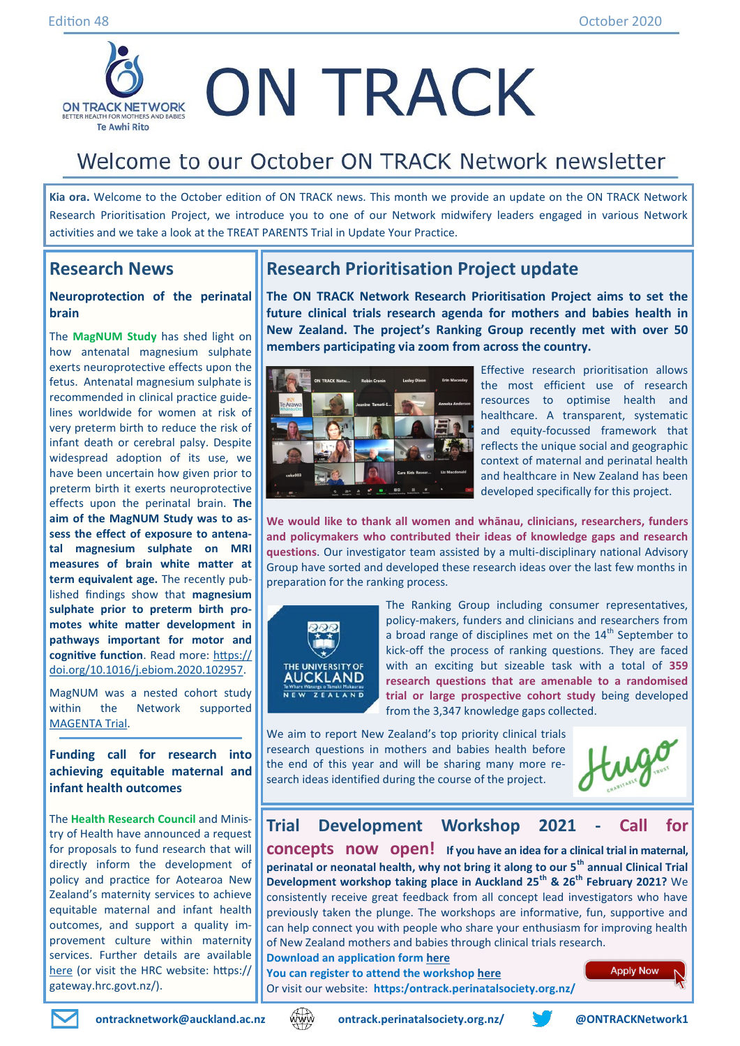Edition 48 October 2020

# ON TRACK

ON TRACK NETWORK
BETTER HEALTH FOR MOTHERS AND BABIES
Te Awhi Rito

## Welcome to our October ON TRACK Network newsletter

**Kia ora.** Welcome to the October edition of ON TRACK news. This month we provide an update on the ON TRACK Network Research Prioritisation Project, we introduce you to one of our Network midwifery leaders engaged in various Network activities and we take a look at the TREAT PARENTS Trial in Update Your Practice.

## Research News

### Neuroprotection of the perinatal brain

The **MagNUM Study** has shed light on how antenatal magnesium sulphate exerts neuroprotective effects upon the fetus. Antenatal magnesium sulphate is recommended in clinical practice guidelines worldwide for women at risk of very preterm birth to reduce the risk of infant death or cerebral palsy. Despite widespread adoption of its use, we have been uncertain how given prior to preterm birth it exerts neuroprotective effects upon the perinatal brain. **The aim of the MagNUM Study was to assess the effect of exposure to antenatal magnesium sulphate on MRI measures of brain white matter at term equivalent age.** The recently published findings show that **magnesium sulphate prior to preterm birth promotes white matter development in pathways important for motor and cognitive function**. Read more: https://doi.org/10.1016/j.ebiom.2020.102957.

MagNUM was a nested cohort study within the Network supported MAGENTA Trial.

### Funding call for research into achieving equitable maternal and infant health outcomes

The **Health Research Council** and Ministry of Health have announced a request for proposals to fund research that will directly inform the development of policy and practice for Aotearoa New Zealand's maternity services to achieve equitable maternal and infant health outcomes, and support a quality improvement culture within maternity services. Further details are available here (or visit the HRC website: https://gateway.hrc.govt.nz/).

## Research Prioritisation Project update

**The ON TRACK Network Research Prioritisation Project aims to set the future clinical trials research agenda for mothers and babies health in New Zealand. The project's Ranking Group recently met with over 50 members participating via zoom from across the country.**

Effective research prioritisation allows the most efficient use of research resources to optimise health and healthcare. A transparent, systematic and equity-focussed framework that reflects the unique social and geographic context of maternal and perinatal health and healthcare in New Zealand has been developed specifically for this project.

**We would like to thank all women and whānau, clinicians, researchers, funders and policymakers who contributed their ideas of knowledge gaps and research questions.** Our investigator team assisted by a multi-disciplinary national Advisory Group have sorted and developed these research ideas over the last few months in preparation for the ranking process.

The Ranking Group including consumer representatives, policy-makers, funders and clinicians and researchers from a broad range of disciplines met on the 14th September to kick-off the process of ranking questions. They are faced with an exciting but sizeable task with a total of **359 research questions that are amenable to a randomised trial or large prospective cohort study** being developed from the 3,347 knowledge gaps collected.

We aim to report New Zealand's top priority clinical trials research questions in mothers and babies health before the end of this year and will be sharing many more research ideas identified during the course of the project.

## Trial Development Workshop 2021 - Call for concepts now open!

**If you have an idea for a clinical trial in maternal, perinatal or neonatal health, why not bring it along to our 5th annual Clinical Trial Development workshop taking place in Auckland 25th & 26th February 2021?** We consistently receive great feedback from all concept lead investigators who have previously taken the plunge. The workshops are informative, fun, supportive and can help connect you with people who share your enthusiasm for improving health of New Zealand mothers and babies through clinical trials research.

**Download an application form here**
**You can register to attend the workshop here**
Or visit our website: **https:/ontrack.perinatalsociety.org.nz/**

Apply Now

ontracknetwork@auckland.ac.nz | ontrack.perinatalsociety.org.nz/ | @ONTRACKNetwork1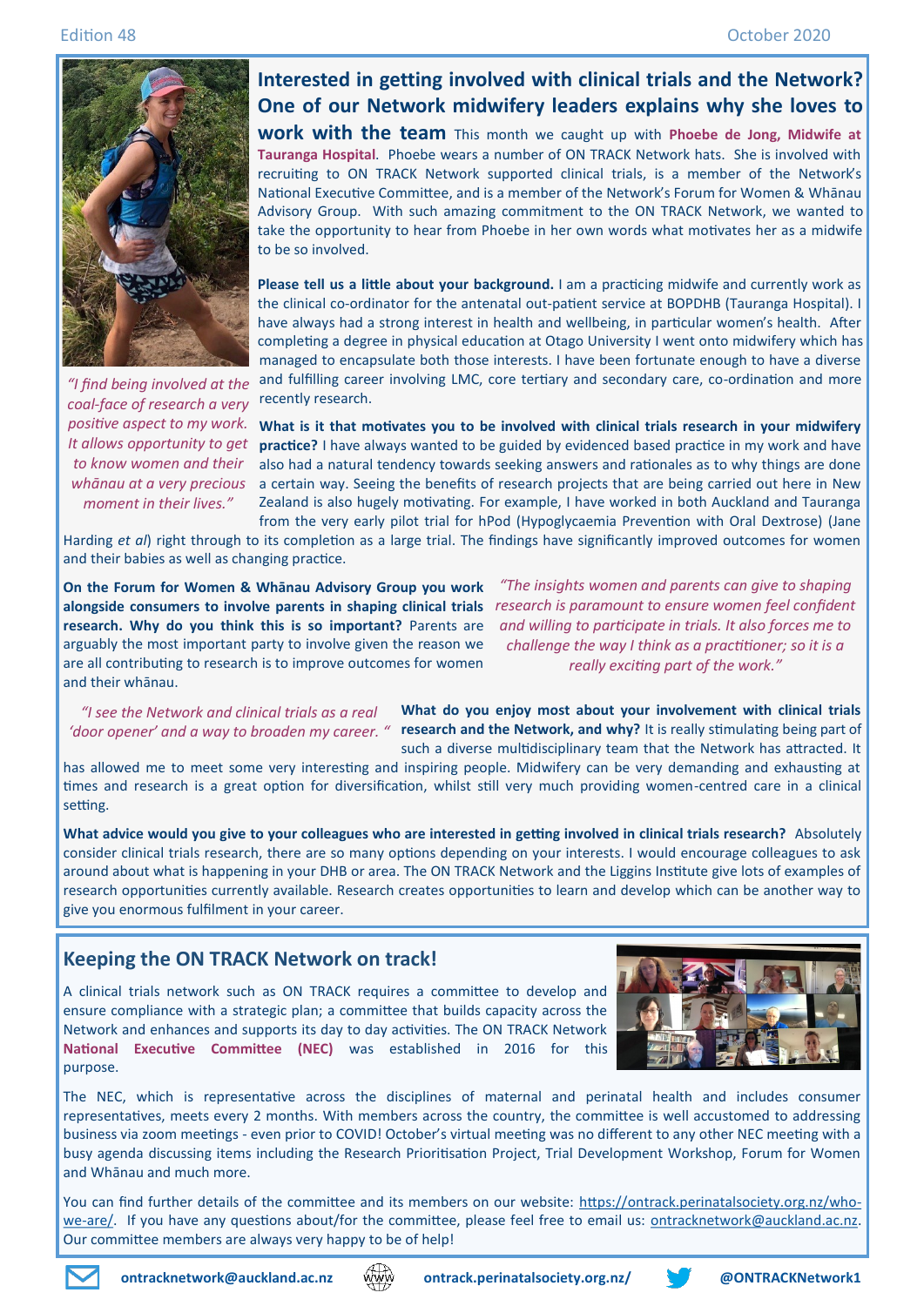## Interested in getting involved with clinical trials and the Network? One of our Network midwifery leaders explains why she loves to work with the team

This month we caught up with **Phoebe de Jong, Midwife at Tauranga Hospital**. Phoebe wears a number of ON TRACK Network hats. She is involved with recruiting to ON TRACK Network supported clinical trials, is a member of the Network's National Executive Committee, and is a member of the Network's Forum for Women & Whānau Advisory Group. With such amazing commitment to the ON TRACK Network, we wanted to take the opportunity to hear from Phoebe in her own words what motivates her as a midwife to be so involved.

*"I find being involved at the coal-face of research a very positive aspect to my work. It allows opportunity to get to know women and their whānau at a very precious moment in their lives."*

**Please tell us a little about your background.** I am a practicing midwife and currently work as the clinical co-ordinator for the antenatal out-patient service at BOPDHB (Tauranga Hospital). I have always had a strong interest in health and wellbeing, in particular women's health. After completing a degree in physical education at Otago University I went onto midwifery which has managed to encapsulate both those interests. I have been fortunate enough to have a diverse and fulfilling career involving LMC, core tertiary and secondary care, co-ordination and more recently research.

**What is it that motivates you to be involved with clinical trials research in your midwifery practice?** I have always wanted to be guided by evidenced based practice in my work and have also had a natural tendency towards seeking answers and rationales as to why things are done a certain way. Seeing the benefits of research projects that are being carried out here in New Zealand is also hugely motivating. For example, I have worked in both Auckland and Tauranga from the very early pilot trial for hPod (Hypoglycaemia Prevention with Oral Dextrose) (Jane Harding *et al*) right through to its completion as a large trial. The findings have significantly improved outcomes for women and their babies as well as changing practice.

**On the Forum for Women & Whānau Advisory Group you work alongside consumers to involve parents in shaping clinical trials research. Why do you think this is so important?** Parents are arguably the most important party to involve given the reason we are all contributing to research is to improve outcomes for women and their whānau.

*"The insights women and parents can give to shaping research is paramount to ensure women feel confident and willing to participate in trials. It also forces me to challenge the way I think as a practitioner; so it is a really exciting part of the work."*

*"I see the Network and clinical trials as a real 'door opener' and a way to broaden my career. "*

**What do you enjoy most about your involvement with clinical trials research and the Network, and why?** It is really stimulating being part of such a diverse multidisciplinary team that the Network has attracted. It has allowed me to meet some very interesting and inspiring people. Midwifery can be very demanding and exhausting at times and research is a great option for diversification, whilst still very much providing women-centred care in a clinical setting.

**What advice would you give to your colleagues who are interested in getting involved in clinical trials research?** Absolutely consider clinical trials research, there are so many options depending on your interests. I would encourage colleagues to ask around about what is happening in your DHB or area. The ON TRACK Network and the Liggins Institute give lots of examples of research opportunities currently available. Research creates opportunities to learn and develop which can be another way to give you enormous fulfilment in your career.

## Keeping the ON TRACK Network on track!

A clinical trials network such as ON TRACK requires a committee to develop and ensure compliance with a strategic plan; a committee that builds capacity across the Network and enhances and supports its day to day activities. The ON TRACK Network **National Executive Committee (NEC)** was established in 2016 for this purpose.

The NEC, which is representative across the disciplines of maternal and perinatal health and includes consumer representatives, meets every 2 months. With members across the country, the committee is well accustomed to addressing business via zoom meetings - even prior to COVID! October's virtual meeting was no different to any other NEC meeting with a busy agenda discussing items including the Research Prioritisation Project, Trial Development Workshop, Forum for Women and Whānau and much more.

You can find further details of the committee and its members on our website: https://ontrack.perinatalsociety.org.nz/who-we-are/. If you have any questions about/for the committee, please feel free to email us: ontracknetwork@auckland.ac.nz. Our committee members are always very happy to be of help!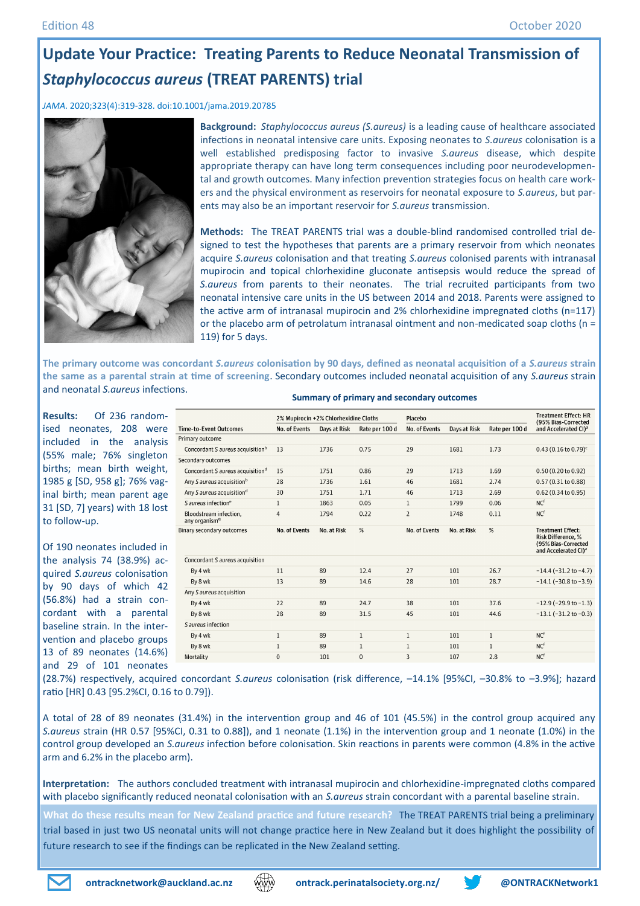# Update Your Practice: Treating Parents to Reduce Neonatal Transmission of *Staphylococcus aureus* (TREAT PARENTS) trial

*JAMA.* 2020;323(4):319-328. doi:10.1001/jama.2019.20785

**Background:** *Staphylococcus aureus (S.aureus)* is a leading cause of healthcare associated infections in neonatal intensive care units. Exposing neonates to *S.aureus* colonisation is a well established predisposing factor to invasive *S.aureus* disease, which despite appropriate therapy can have long term consequences including poor neurodevelopmental and growth outcomes. Many infection prevention strategies focus on health care workers and the physical environment as reservoirs for neonatal exposure to *S.aureus*, but parents may also be an important reservoir for *S.aureus* transmission.

**Methods:** The TREAT PARENTS trial was a double-blind randomised controlled trial designed to test the hypotheses that parents are a primary reservoir from which neonates acquire *S.aureus* colonisation and that treating *S.aureus* colonised parents with intranasal mupirocin and topical chlorhexidine gluconate antisepsis would reduce the spread of *S.aureus* from parents to their neonates. The trial recruited participants from two neonatal intensive care units in the US between 2014 and 2018. Parents were assigned to the active arm of intranasal mupirocin and 2% chlorhexidine impregnated cloths (n=117) or the placebo arm of petrolatum intranasal ointment and non-medicated soap cloths (n = 119) for 5 days.

**The primary outcome was concordant *S.aureus* colonisation by 90 days, defined as neonatal acquisition of a *S.aureus* strain the same as a parental strain at time of screening.** Secondary outcomes included neonatal acquisition of any *S.aureus* strain and neonatal *S.aureus* infections.

**Results:** Of 236 randomised neonates, 208 were included in the analysis (55% male; 76% singleton births; mean birth weight, 1985 g [SD, 958 g]; 76% vaginal birth; mean parent age 31 [SD, 7] years) with 18 lost to follow-up.

Of 190 neonates included in the analysis 74 (38.9%) acquired *S.aureus* colonisation by 90 days of which 42 (56.8%) had a strain concordant with a parental baseline strain. In the intervention and placebo groups 13 of 89 neonates (14.6%) and 29 of 101 neonates (28.7%) respectively, acquired concordant *S.aureus* colonisation (risk difference, −14.1% [95%CI, −30.8% to −3.9%]; hazard ratio [HR] 0.43 [95.2%CI, 0.16 to 0.79]).

**Summary of primary and secondary outcomes**

| | 2% Mupirocin +2% Chlorhexidine Cloths | | | Placebo | | | Treatment Effect: HR (95% Bias-Corrected and Accelerated CI)[a] |
|---|---|---|---|---|---|---|---|
| Time-to-Event Outcomes | No. of Events | Days at Risk | Rate per 100 d | No. of Events | Days at Risk | Rate per 100 d | |
| Primary outcome | | | | | | | |
| Concordant *S aureus* acquisition[b] | 13 | 1736 | 0.75 | 29 | 1681 | 1.73 | 0.43 (0.16 to 0.79)[c] |
| Secondary outcomes | | | | | | | |
| Concordant *S aureus* acquisition[d] | 15 | 1751 | 0.86 | 29 | 1713 | 1.69 | 0.50 (0.20 to 0.92) |
| Any *S aureus* acquisition[b] | 28 | 1736 | 1.61 | 46 | 1681 | 2.74 | 0.57 (0.31 to 0.88) |
| Any *S aureus* acquisition[d] | 30 | 1751 | 1.71 | 46 | 1713 | 2.69 | 0.62 (0.34 to 0.95) |
| *S aureus* infection[e] | 1 | 1863 | 0.05 | 1 | 1799 | 0.06 | NC[f] |
| Bloodstream infection, any organism[g] | 4 | 1794 | 0.22 | 2 | 1748 | 0.11 | NC[f] |
| Binary secondary outcomes | No. of Events | No. at Risk | % | No. of Events | No. at Risk | % | Treatment Effect: Risk Difference, % (95% Bias-Corrected and Accelerated CI)[a] |
| Concordant *S aureus* acquisition | | | | | | | |
| By 4 wk | 11 | 89 | 12.4 | 27 | 101 | 26.7 | −14.4 (−31.2 to −4.7) |
| By 8 wk | 13 | 89 | 14.6 | 28 | 101 | 28.7 | −14.1 (−30.8 to −3.9) |
| Any *S aureus* acquisition | | | | | | | |
| By 4 wk | 22 | 89 | 24.7 | 38 | 101 | 37.6 | −12.9 (−29.9 to −1.3) |
| By 8 wk | 28 | 89 | 31.5 | 45 | 101 | 44.6 | −13.1 (−31.2 to −0.3) |
| *S aureus* infection | | | | | | | |
| By 4 wk | 1 | 89 | 1 | 1 | 101 | 1 | NC[f] |
| By 8 wk | 1 | 89 | 1 | 1 | 101 | 1 | NC[f] |
| Mortality | 0 | 101 | 0 | 3 | 107 | 2.8 | NC[f] |

A total of 28 of 89 neonates (31.4%) in the intervention group and 46 of 101 (45.5%) in the control group acquired any *S.aureus* strain (HR 0.57 [95%CI, 0.31 to 0.88]), and 1 neonate (1.1%) in the intervention group and 1 neonate (1.0%) in the control group developed an *S.aureus* infection before colonisation. Skin reactions in parents were common (4.8% in the active arm and 6.2% in the placebo arm).

**Interpretation:** The authors concluded treatment with intranasal mupirocin and chlorhexidine-impregnated cloths compared with placebo significantly reduced neonatal colonisation with an *S.aureus* strain concordant with a parental baseline strain.

**What do these results mean for New Zealand practice and future research?** The TREAT PARENTS trial being a preliminary trial based in just two US neonatal units will not change practice here in New Zealand but it does highlight the possibility of future research to see if the findings can be replicated in the New Zealand setting.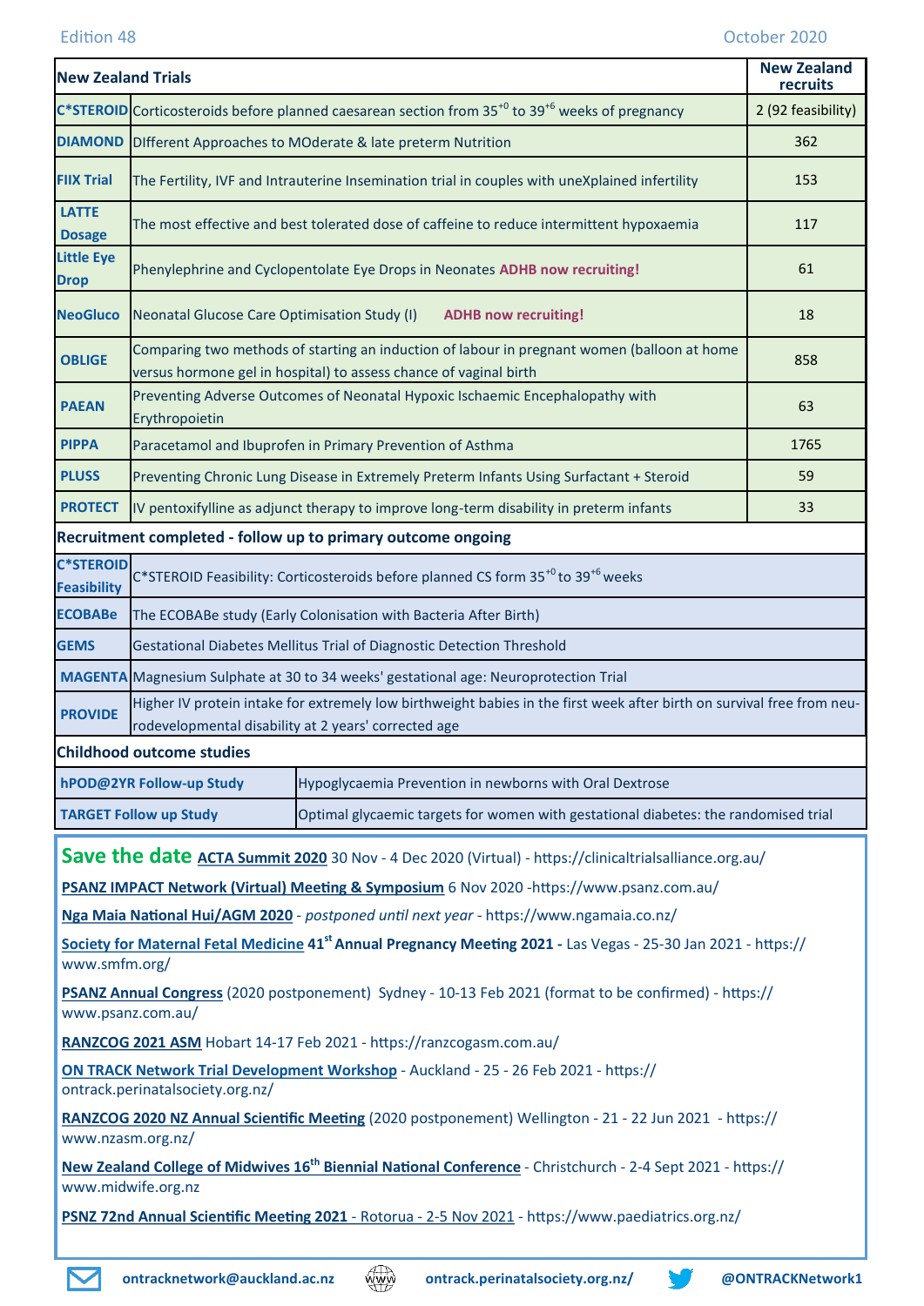| New Zealand Trials | | New Zealand recruits |
|---|---|---|
| **C*STEROID** | Corticosteroids before planned caesarean section from $35^{+0}$ to $39^{+6}$ weeks of pregnancy | 2 (92 feasibility) |
| **DIAMOND** | DIfferent Approaches to MOderate & late preterm Nutrition | 362 |
| **FIIX Trial** | The Fertility, IVF and Intrauterine Insemination trial in couples with uneXplained infertility | 153 |
| **LATTE Dosage** | The most effective and best tolerated dose of caffeine to reduce intermittent hypoxaemia | 117 |
| **Little Eye Drop** | Phenylephrine and Cyclopentolate Eye Drops in Neonates **ADHB now recruiting!** | 61 |
| **NeoGluco** | Neonatal Glucose Care Optimisation Study (I) **ADHB now recruiting!** | 18 |
| **OBLIGE** | Comparing two methods of starting an induction of labour in pregnant women (balloon at home versus hormone gel in hospital) to assess chance of vaginal birth | 858 |
| **PAEAN** | Preventing Adverse Outcomes of Neonatal Hypoxic Ischaemic Encephalopathy with Erythropoietin | 63 |
| **PIPPA** | Paracetamol and Ibuprofen in Primary Prevention of Asthma | 1765 |
| **PLUSS** | Preventing Chronic Lung Disease in Extremely Preterm Infants Using Surfactant + Steroid | 59 |
| **PROTECT** | IV pentoxifylline as adjunct therapy to improve long-term disability in preterm infants | 33 |
| **Recruitment completed - follow up to primary outcome ongoing** | | |
| **C*STEROID Feasibility** | C*STEROID Feasibility: Corticosteroids before planned CS form $35^{+0}$ to $39^{+6}$ weeks | |
| **ECOBABe** | The ECOBABe study (Early Colonisation with Bacteria After Birth) | |
| **GEMS** | Gestational Diabetes Mellitus Trial of Diagnostic Detection Threshold | |
| **MAGENTA** | Magnesium Sulphate at 30 to 34 weeks' gestational age: Neuroprotection Trial | |
| **PROVIDE** | Higher IV protein intake for extremely low birthweight babies in the first week after birth on survival free from neurodevelopmental disability at 2 years' corrected age | |
| **Childhood outcome studies** | | |
| **hPOD@2YR Follow-up Study** | Hypoglycaemia Prevention in newborns with Oral Dextrose | |
| **TARGET Follow up Study** | Optimal glycaemic targets for women with gestational diabetes: the randomised trial | |

## Save the date

**ACTA Summit 2020** 30 Nov - 4 Dec 2020 (Virtual) - https://clinicaltrialsalliance.org.au/

**PSANZ IMPACT Network (Virtual) Meeting & Symposium** 6 Nov 2020 -https://www.psanz.com.au/

**Nga Maia National Hui/AGM 2020** - *postponed until next year* - https://www.ngamaia.co.nz/

**Society for Maternal Fetal Medicine 41st Annual Pregnancy Meeting 2021** - Las Vegas - 25-30 Jan 2021 - https://www.smfm.org/

**PSANZ Annual Congress** (2020 postponement) Sydney - 10-13 Feb 2021 (format to be confirmed) - https://www.psanz.com.au/

**RANZCOG 2021 ASM** Hobart 14-17 Feb 2021 - https://ranzcogasm.com.au/

**ON TRACK Network Trial Development Workshop** - Auckland - 25 - 26 Feb 2021 - https://ontrack.perinatalsociety.org.nz/

**RANZCOG 2020 NZ Annual Scientific Meeting** (2020 postponement) Wellington - 21 - 22 Jun 2021 - https://www.nzasm.org.nz/

**New Zealand College of Midwives 16th Biennial National Conference** - Christchurch - 2-4 Sept 2021 - https://www.midwife.org.nz

**PSNZ 72nd Annual Scientific Meeting 2021 - Rotorua - 2-5 Nov 2021** - https://www.paediatrics.org.nz/

ontracknetwork@auckland.ac.nz | ontrack.perinatalsociety.org.nz/ | @ONTRACKNetwork1